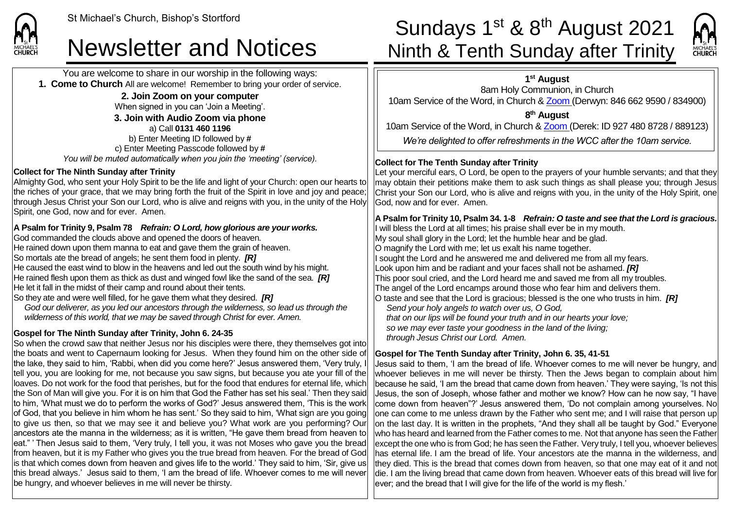St Michael's Church, Bishop's Stortford

# Newsletter and Notices

# Sundays 1st & 8th August 2021 Ninth & Tenth Sunday after Trinity

You are welcome to share in our worship in the following ways:

**1. Come to Church** All are welcome! Remember to bring your order of service.

**2. Join Zoom on your computer**

When signed in you can 'Join a Meeting'.

**3. Join with Audio Zoom via phone**

a) Call **0131 460 1196**

b) Enter Meeting ID followed by **#**

c) Enter Meeting Passcode followed by **#**

*You will be muted automatically when you join the 'meeting' (service).*

**Collect for The Ninth Sunday after Trinity**

Almighty God, who sent your Holy Spirit to be the life and light of your Church: open our hearts to the riches of your grace, that we may bring forth the fruit of the Spirit in love and joy and peace; through Jesus Christ your Son our Lord, who is alive and reigns with you, in the unity of the Holy Spirit, one God, now and for ever. Amen.

**A Psalm for Trinity 9, Psalm 78** ***Refrain: O Lord, how glorious are your works.***

God commanded the clouds above and opened the doors of heaven.
He rained down upon them manna to eat and gave them the grain of heaven.
So mortals ate the bread of angels; he sent them food in plenty. ***[R]***
He caused the east wind to blow in the heavens and led out the south wind by his might.
He rained flesh upon them as thick as dust and winged fowl like the sand of the sea. ***[R]***
He let it fall in the midst of their camp and round about their tents.
So they ate and were well filled, for he gave them what they desired. ***[R]***

*God our deliverer, as you led our ancestors through the wilderness, so lead us through the wilderness of this world, that we may be saved through Christ for ever. Amen.*

**Gospel for The Ninth Sunday after Trinity, John 6. 24-35**

So when the crowd saw that neither Jesus nor his disciples were there, they themselves got into the boats and went to Capernaum looking for Jesus. When they found him on the other side of the lake, they said to him, 'Rabbi, when did you come here?' Jesus answered them, 'Very truly, I tell you, you are looking for me, not because you saw signs, but because you ate your fill of the loaves. Do not work for the food that perishes, but for the food that endures for eternal life, which the Son of Man will give you. For it is on him that God the Father has set his seal.' Then they said to him, 'What must we do to perform the works of God?' Jesus answered them, 'This is the work of God, that you believe in him whom he has sent.' So they said to him, 'What sign are you going to give us then, so that we may see it and believe you? What work are you performing? Our ancestors ate the manna in the wilderness; as it is written, "He gave them bread from heaven to eat." ' Then Jesus said to them, 'Very truly, I tell you, it was not Moses who gave you the bread from heaven, but it is my Father who gives you the true bread from heaven. For the bread of God is that which comes down from heaven and gives life to the world.' They said to him, 'Sir, give us this bread always.' Jesus said to them, 'I am the bread of life. Whoever comes to me will never be hungry, and whoever believes in me will never be thirsty.

**1st August**

8am Holy Communion, in Church

10am Service of the Word, in Church & Zoom (Derwyn: 846 662 9590 / 834900)

**8th August**

10am Service of the Word, in Church & Zoom (Derek: ID 927 480 8728 / 889123)

*We're delighted to offer refreshments in the WCC after the 10am service.*

**Collect for The Tenth Sunday after Trinity**

Let your merciful ears, O Lord, be open to the prayers of your humble servants; and that they may obtain their petitions make them to ask such things as shall please you; through Jesus Christ your Son our Lord, who is alive and reigns with you, in the unity of the Holy Spirit, one God, now and for ever. Amen.

**A Psalm for Trinity 10, Psalm 34. 1-8** ***Refrain: O taste and see that the Lord is gracious.***

I will bless the Lord at all times; his praise shall ever be in my mouth.
My soul shall glory in the Lord; let the humble hear and be glad.
O magnify the Lord with me; let us exalt his name together.
I sought the Lord and he answered me and delivered me from all my fears.
Look upon him and be radiant and your faces shall not be ashamed. ***[R]***
This poor soul cried, and the Lord heard me and saved me from all my troubles.
The angel of the Lord encamps around those who fear him and delivers them.
O taste and see that the Lord is gracious; blessed is the one who trusts in him. ***[R]***

*Send your holy angels to watch over us, O God,*
*that on our lips will be found your truth and in our hearts your love;*
*so we may ever taste your goodness in the land of the living;*
*through Jesus Christ our Lord. Amen.*

**Gospel for The Tenth Sunday after Trinity, John 6. 35, 41-51**

Jesus said to them, 'I am the bread of life. Whoever comes to me will never be hungry, and whoever believes in me will never be thirsty. Then the Jews began to complain about him because he said, 'I am the bread that came down from heaven.' They were saying, 'Is not this Jesus, the son of Joseph, whose father and mother we know? How can he now say, "I have come down from heaven"?' Jesus answered them, 'Do not complain among yourselves. No one can come to me unless drawn by the Father who sent me; and I will raise that person up on the last day. It is written in the prophets, "And they shall all be taught by God." Everyone who has heard and learned from the Father comes to me. Not that anyone has seen the Father except the one who is from God; he has seen the Father. Very truly, I tell you, whoever believes has eternal life. I am the bread of life. Your ancestors ate the manna in the wilderness, and they died. This is the bread that comes down from heaven, so that one may eat of it and not die. I am the living bread that came down from heaven. Whoever eats of this bread will live for ever; and the bread that I will give for the life of the world is my flesh.'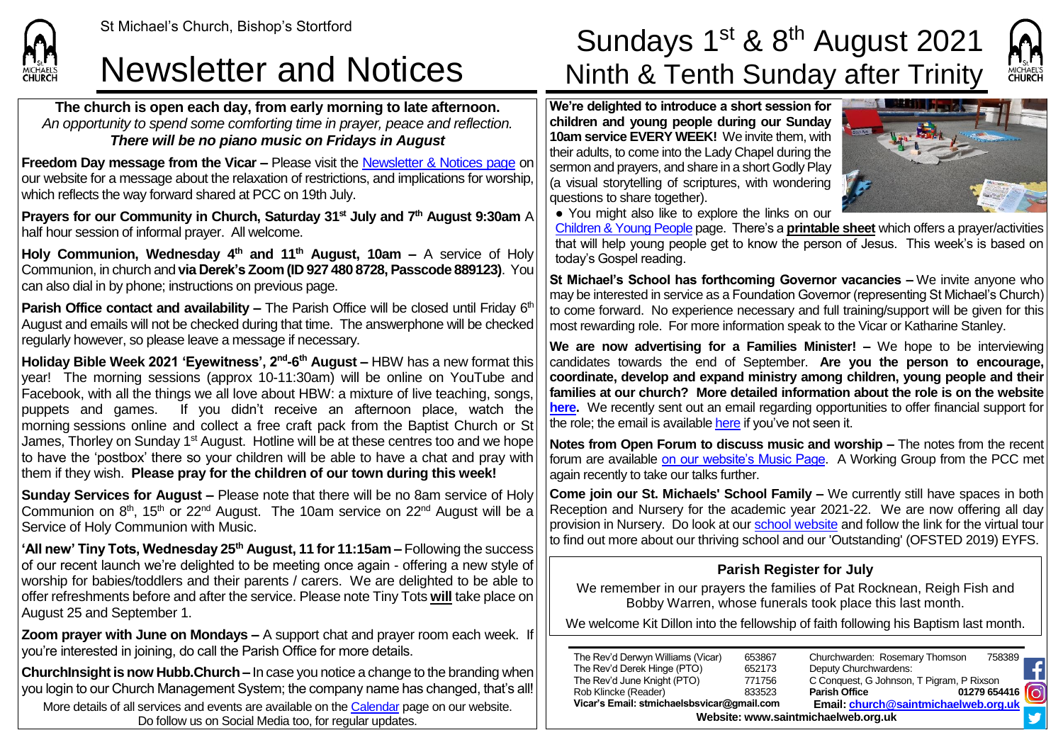St Michael's Church, Bishop's Stortford

# Newsletter and Notices

# Sundays 1st & 8th August 2021
## Ninth & Tenth Sunday after Trinity

**The church is open each day, from early morning to late afternoon.**
*An opportunity to spend some comforting time in prayer, peace and reflection.*
***There will be no piano music on Fridays in August***

**Freedom Day message from the Vicar –** Please visit the Newsletter & Notices page on our website for a message about the relaxation of restrictions, and implications for worship, which reflects the way forward shared at PCC on 19th July.

**Prayers for our Community in Church, Saturday 31st July and 7th August 9:30am** A half hour session of informal prayer. All welcome.

**Holy Communion, Wednesday 4th and 11th August, 10am –** A service of Holy Communion, in church and **via Derek's Zoom (ID 927 480 8728, Passcode 889123)**. You can also dial in by phone; instructions on previous page.

**Parish Office contact and availability –** The Parish Office will be closed until Friday 6th August and emails will not be checked during that time. The answerphone will be checked regularly however, so please leave a message if necessary.

**Holiday Bible Week 2021 'Eyewitness', 2nd-6th August –** HBW has a new format this year! The morning sessions (approx 10-11:30am) will be online on YouTube and Facebook, with all the things we all love about HBW: a mixture of live teaching, songs, puppets and games. If you didn't receive an afternoon place, watch the morning sessions online and collect a free craft pack from the Baptist Church or St James, Thorley on Sunday 1st August. Hotline will be at these centres too and we hope to have the 'postbox' there so your children will be able to have a chat and pray with them if they wish. **Please pray for the children of our town during this week!**

**Sunday Services for August –** Please note that there will be no 8am service of Holy Communion on 8th, 15th or 22nd August. The 10am service on 22nd August will be a Service of Holy Communion with Music.

**'All new' Tiny Tots, Wednesday 25th August, 11 for 11:15am –** Following the success of our recent launch we're delighted to be meeting once again - offering a new style of worship for babies/toddlers and their parents / carers. We are delighted to be able to offer refreshments before and after the service. Please note Tiny Tots **will** take place on August 25 and September 1.

**Zoom prayer with June on Mondays –** A support chat and prayer room each week. If you're interested in joining, do call the Parish Office for more details.

**ChurchInsight is now Hubb.Church –** In case you notice a change to the branding when you login to our Church Management System; the company name has changed, that's all!

More details of all services and events are available on the Calendar page on our website.
Do follow us on Social Media too, for regular updates.

**We're delighted to introduce a short session for children and young people during our Sunday 10am service EVERY WEEK!** We invite them, with their adults, to come into the Lady Chapel during the sermon and prayers, and share in a short Godly Play (a visual storytelling of scriptures, with wondering questions to share together).

- You might also like to explore the links on our Children & Young People page. There's a **printable sheet** which offers a prayer/activities that will help young people get to know the person of Jesus. This week's is based on today's Gospel reading.

**St Michael's School has forthcoming Governor vacancies –** We invite anyone who may be interested in service as a Foundation Governor (representing St Michael's Church) to come forward. No experience necessary and full training/support will be given for this most rewarding role. For more information speak to the Vicar or Katharine Stanley.

**We are now advertising for a Families Minister! –** We hope to be interviewing candidates towards the end of September. **Are you the person to encourage, coordinate, develop and expand ministry among children, young people and their families at our church? More detailed information about the role is on the website here.** We recently sent out an email regarding opportunities to offer financial support for the role; the email is available here if you've not seen it.

**Notes from Open Forum to discuss music and worship –** The notes from the recent forum are available on our website's Music Page. A Working Group from the PCC met again recently to take our talks further.

**Come join our St. Michaels' School Family –** We currently still have spaces in both Reception and Nursery for the academic year 2021-22. We are now offering all day provision in Nursery. Do look at our school website and follow the link for the virtual tour to find out more about our thriving school and our 'Outstanding' (OFSTED 2019) EYFS.

### Parish Register for July

We remember in our prayers the families of Pat Rocknean, Reigh Fish and Bobby Warren, whose funerals took place this last month.

We welcome Kit Dillon into the fellowship of faith following his Baptism last month.

| | | | |
|---|---|---|---|
| The Rev'd Derwyn Williams (Vicar) | 653867 | Churchwarden: Rosemary Thomson | 758389 |
| The Rev'd Derek Hinge (PTO) | 652173 | Deputy Churchwardens: | |
| The Rev'd June Knight (PTO) | 771756 | C Conquest, G Johnson, T Pigram, P Rixson | |
| Rob Klincke (Reader) | 833523 | **Parish Office** | **01279 654416** |
| **Vicar's Email: stmichaelsbsvicar@gmail.com** | | **Email: church@saintmichaelweb.org.uk** | |

**Website: www.saintmichaelweb.org.uk**